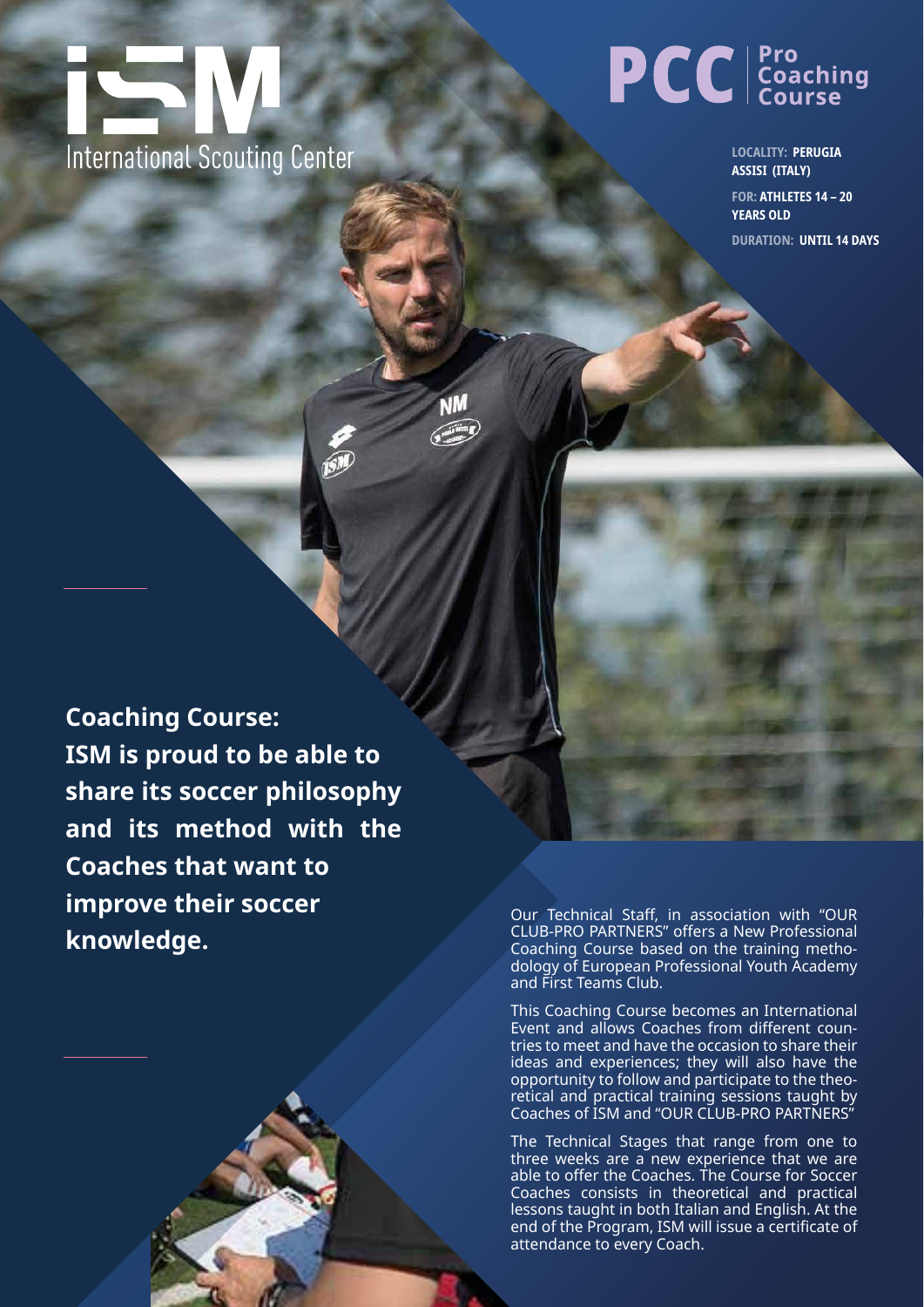# ISM
International Scouting Center

# PCC Pro Coaching Course

**LOCALITY: PERUGIA ASSISI (ITALY)**

**FOR: ATHLETES 14 – 20 YEARS OLD**

**DURATION: UNTIL 14 DAYS**

**Coaching Course: ISM is proud to be able to share its soccer philosophy and its method with the Coaches that want to improve their soccer knowledge.**

Our Technical Staff, in association with "OUR CLUB-PRO PARTNERS" offers a New Professional Coaching Course based on the training methodology of European Professional Youth Academy and First Teams Club.

This Coaching Course becomes an International Event and allows Coaches from different countries to meet and have the occasion to share their ideas and experiences; they will also have the opportunity to follow and participate to the theoretical and practical training sessions taught by Coaches of ISM and "OUR CLUB-PRO PARTNERS"

The Technical Stages that range from one to three weeks are a new experience that we are able to offer the Coaches. The Course for Soccer Coaches consists in theoretical and practical lessons taught in both Italian and English. At the end of the Program, ISM will issue a certificate of attendance to every Coach.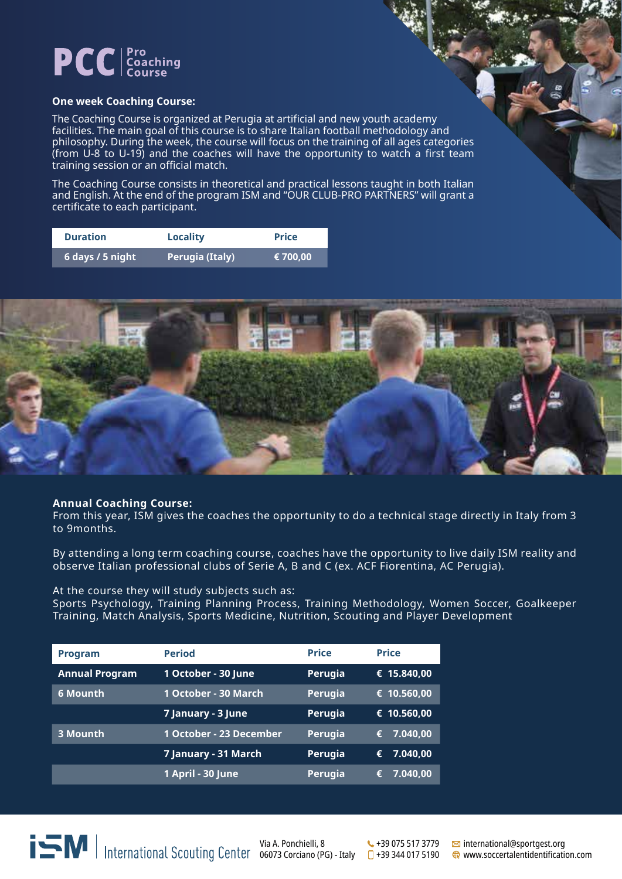# PCC Pro Coaching Course

**One week Coaching Course:**

The Coaching Course is organized at Perugia at artificial and new youth academy facilities. The main goal of this course is to share Italian football methodology and philosophy. During the week, the course will focus on the training of all ages categories (from U-8 to U-19) and the coaches will have the opportunity to watch a first team training session or an official match.

The Coaching Course consists in theoretical and practical lessons taught in both Italian and English. At the end of the program ISM and "OUR CLUB-PRO PARTNERS" will grant a certificate to each participant.

| Duration | Locality | Price |
|---|---|---|
| 6 days / 5 night | Perugia (Italy) | € 700,00 |

**Annual Coaching Course:**
From this year, ISM gives the coaches the opportunity to do a technical stage directly in Italy from 3 to 9months.

By attending a long term coaching course, coaches have the opportunity to live daily ISM reality and observe Italian professional clubs of Serie A, B and C (ex. ACF Fiorentina, AC Perugia).

At the course they will study subjects such as:
Sports Psychology, Training Planning Process, Training Methodology, Women Soccer, Goalkeeper Training, Match Analysis, Sports Medicine, Nutrition, Scouting and Player Development

| Program | Period | Price | Price |
|---|---|---|---|
| Annual Program | 1 October - 30 June | Perugia | € 15.840,00 |
| 6 Mounth | 1 October - 30 March | Perugia | € 10.560,00 |
| | 7 January - 3 June | Perugia | € 10.560,00 |
| 3 Mounth | 1 October - 23 December | Perugia | € 7.040,00 |
| | 7 January - 31 March | Perugia | € 7.040,00 |
| | 1 April - 30 June | Perugia | € 7.040,00 |

ISM | International Scouting Center

Via A. Ponchielli, 8
06073 Corciano (PG) - Italy

+39 075 517 3779
+39 344 017 5190

international@sportgest.org
www.soccertalentidentification.com